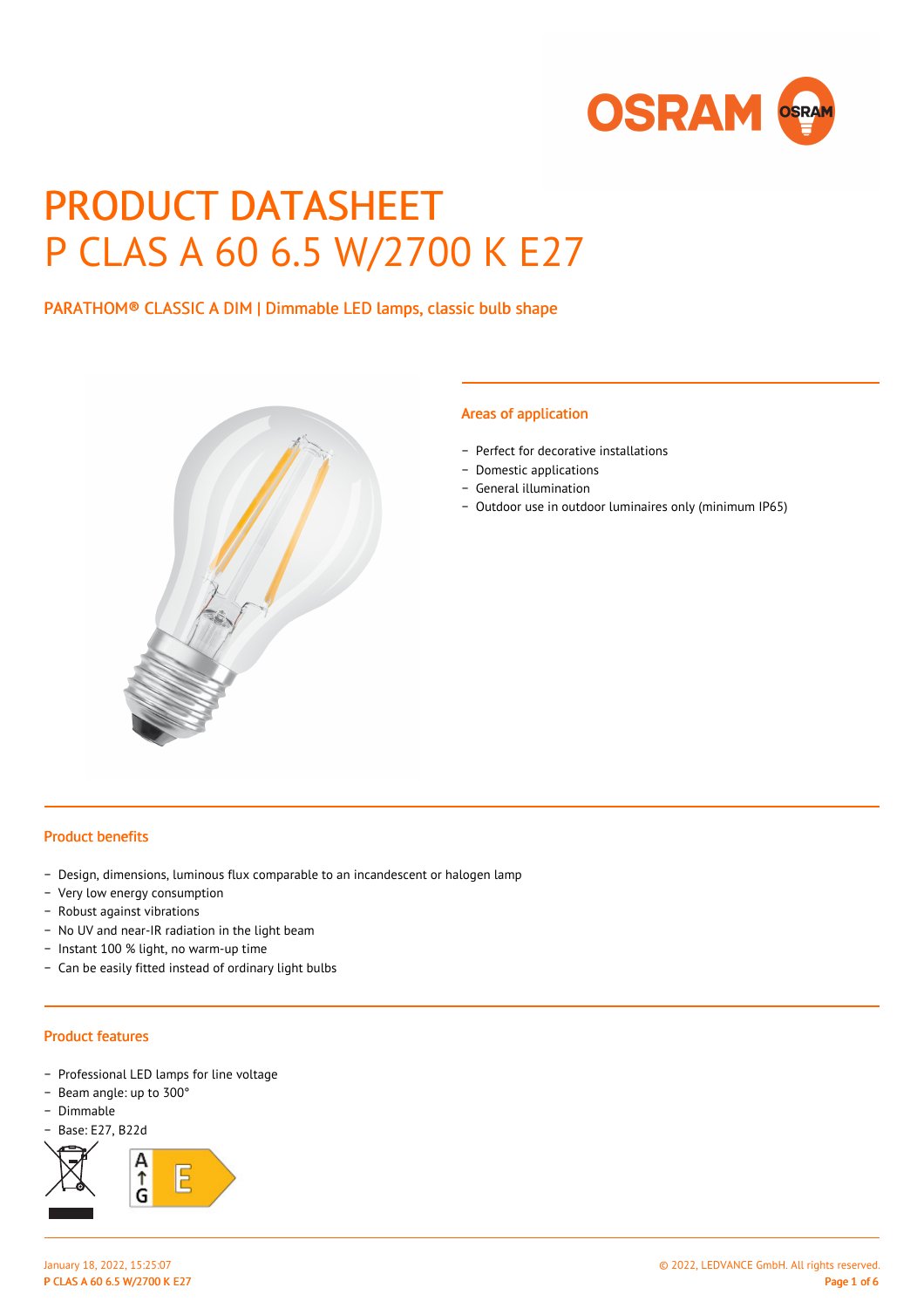# PRODUCT DATASHEET
# P CLAS A 60 6.5 W/2700 K E27

PARATHOM® CLASSIC A DIM | Dimmable LED lamps, classic bulb shape

## Areas of application

- Perfect for decorative installations
- Domestic applications
- General illumination
- Outdoor use in outdoor luminaires only (minimum IP65)

## Product benefits

- Design, dimensions, luminous flux comparable to an incandescent or halogen lamp
- Very low energy consumption
- Robust against vibrations
- No UV and near-IR radiation in the light beam
- Instant 100 % light, no warm-up time
- Can be easily fitted instead of ordinary light bulbs

## Product features

- Professional LED lamps for line voltage
- Beam angle: up to 300°
- Dimmable
- Base: E27, B22d

A ↑ G E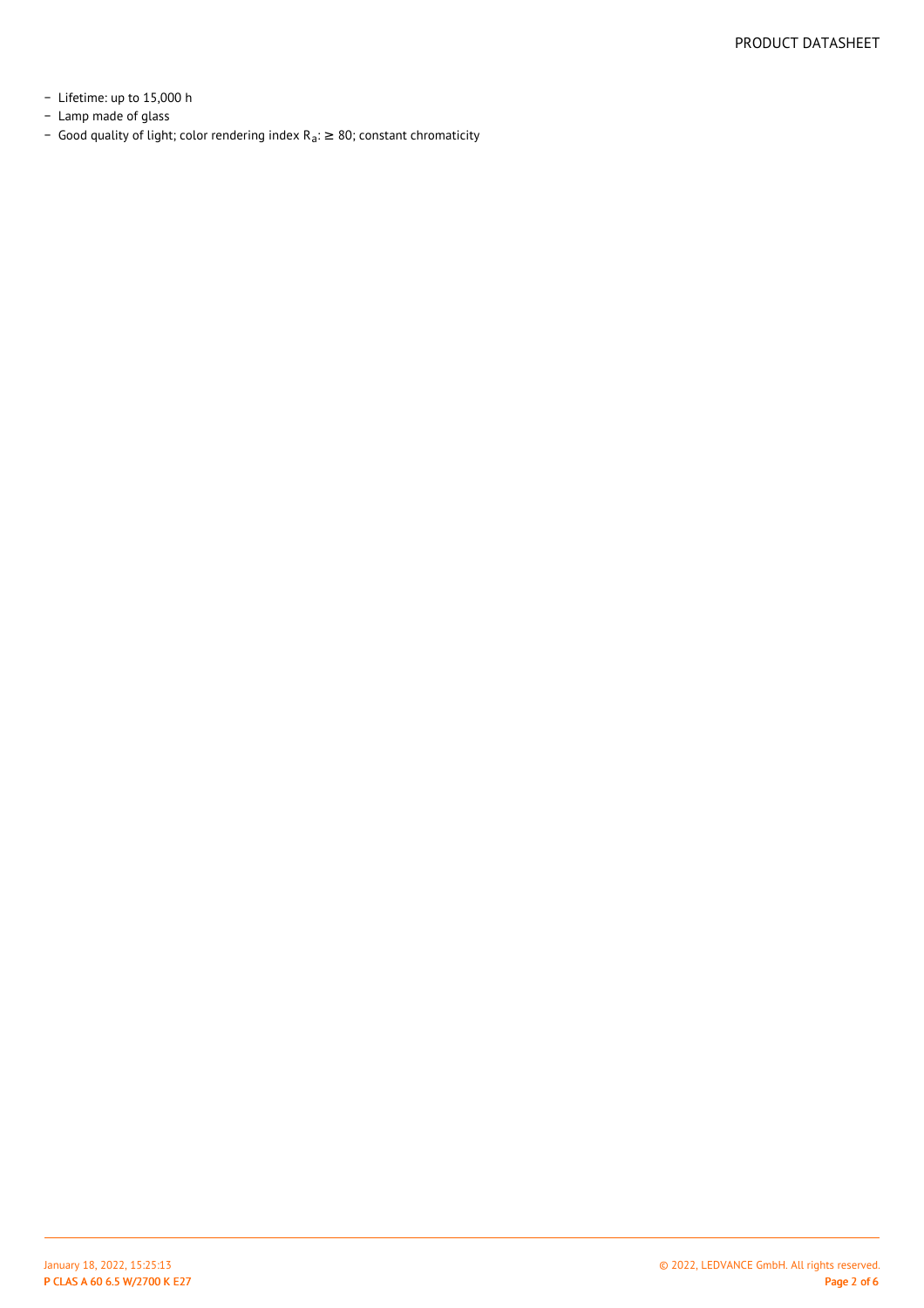- Lifetime: up to 15,000 h
- Lamp made of glass
- Good quality of light; color rendering index $R_a$: ≥ 80; constant chromaticity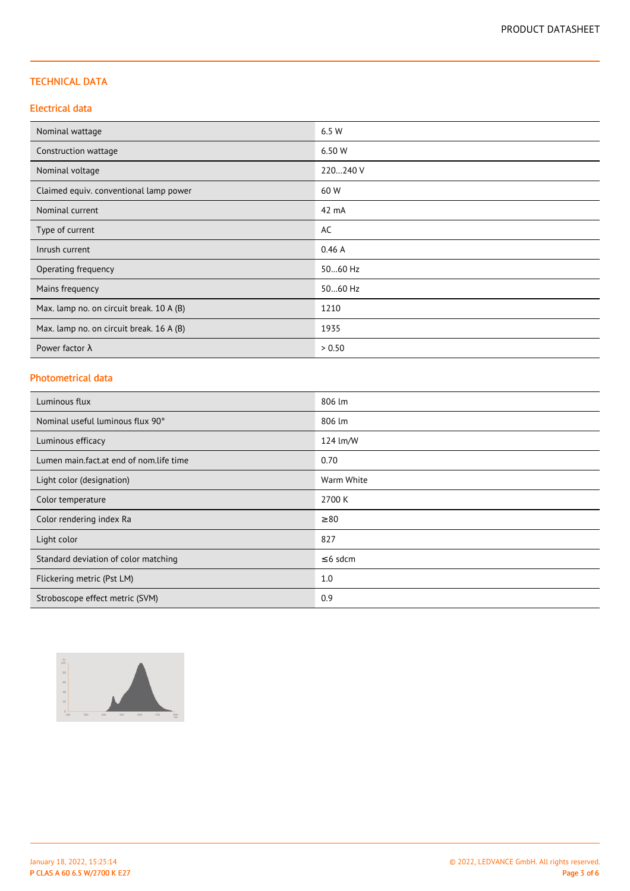## TECHNICAL DATA

### Electrical data

| | |
|---|---|
| Nominal wattage | 6.5 W |
| Construction wattage | 6.50 W |
| Nominal voltage | 220…240 V |
| Claimed equiv. conventional lamp power | 60 W |
| Nominal current | 42 mA |
| Type of current | AC |
| Inrush current | 0.46 A |
| Operating frequency | 50…60 Hz |
| Mains frequency | 50…60 Hz |
| Max. lamp no. on circuit break. 10 A (B) | 1210 |
| Max. lamp no. on circuit break. 16 A (B) | 1935 |
| Power factor λ | > 0.50 |

### Photometrical data

| | |
|---|---|
| Luminous flux | 806 lm |
| Nominal useful luminous flux 90° | 806 lm |
| Luminous efficacy | 124 lm/W |
| Lumen main.fact.at end of nom.life time | 0.70 |
| Light color (designation) | Warm White |
| Color temperature | 2700 K |
| Color rendering index Ra | ≥80 |
| Light color | 827 |
| Standard deviation of color matching | ≤6 sdcm |
| Flickering metric (Pst LM) | 1.0 |
| Stroboscope effect metric (SVM) | 0.9 |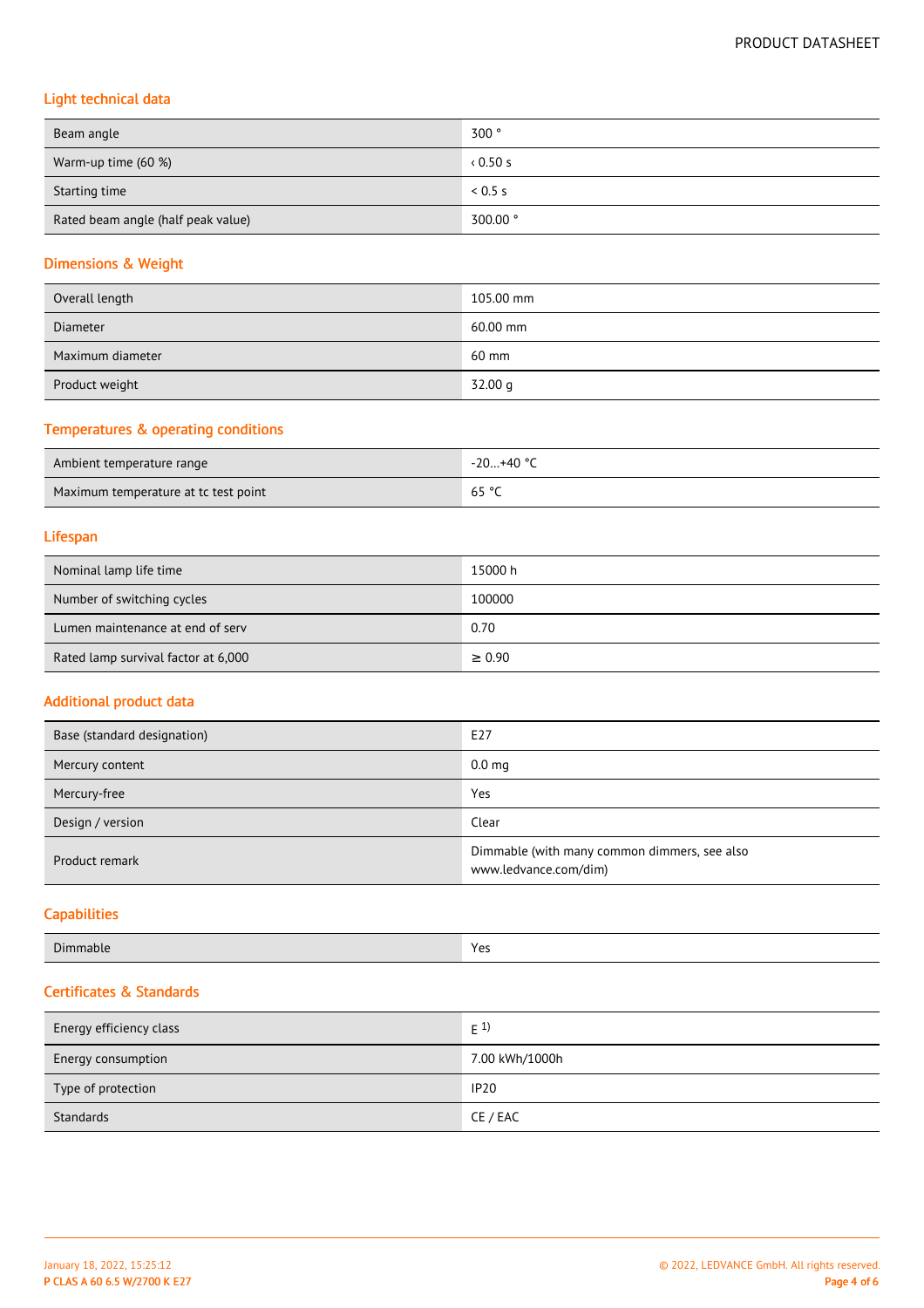## Light technical data

| | |
|---|---|
| Beam angle | 300 ° |
| Warm-up time (60 %) | ‹ 0.50 s |
| Starting time | < 0.5 s |
| Rated beam angle (half peak value) | 300.00 ° |

## Dimensions & Weight

| | |
|---|---|
| Overall length | 105.00 mm |
| Diameter | 60.00 mm |
| Maximum diameter | 60 mm |
| Product weight | 32.00 g |

## Temperatures & operating conditions

| | |
|---|---|
| Ambient temperature range | -20…+40 °C |
| Maximum temperature at tc test point | 65 °C |

## Lifespan

| | |
|---|---|
| Nominal lamp life time | 15000 h |
| Number of switching cycles | 100000 |
| Lumen maintenance at end of serv | 0.70 |
| Rated lamp survival factor at 6,000 | ≥ 0.90 |

## Additional product data

| | |
|---|---|
| Base (standard designation) | E27 |
| Mercury content | 0.0 mg |
| Mercury-free | Yes |
| Design / version | Clear |
| Product remark | Dimmable (with many common dimmers, see also www.ledvance.com/dim) |

## Capabilities

| | |
|---|---|
| Dimmable | Yes |

## Certificates & Standards

| | |
|---|---|
| Energy efficiency class | E [1) ] |
| Energy consumption | 7.00 kWh/1000h |
| Type of protection | IP20 |
| Standards | CE / EAC |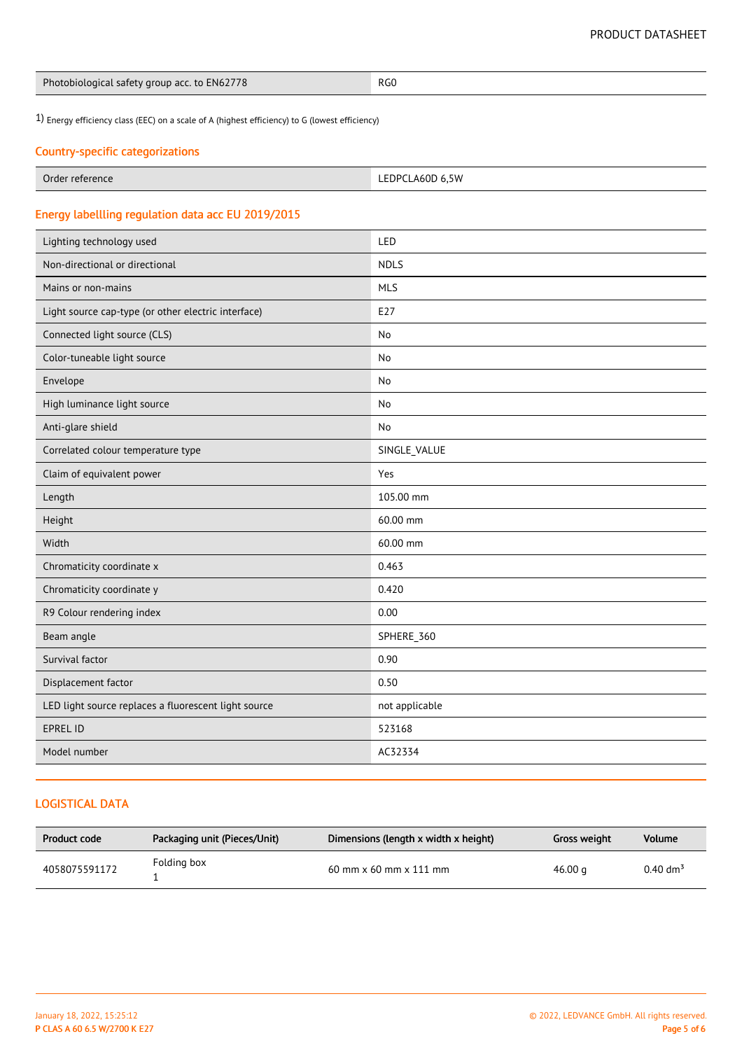| Photobiological safety group acc. to EN62778 | RG0 |
|---|---|

1) Energy efficiency class (EEC) on a scale of A (highest efficiency) to G (lowest efficiency)

## Country-specific categorizations

| Order reference | LEDPCLA60D 6,5W |
|---|---|

## Energy labellling regulation data acc EU 2019/2015

| Lighting technology used | LED |
|---|---|
| Non-directional or directional | NDLS |
| Mains or non-mains | MLS |
| Light source cap-type (or other electric interface) | E27 |
| Connected light source (CLS) | No |
| Color-tuneable light source | No |
| Envelope | No |
| High luminance light source | No |
| Anti-glare shield | No |
| Correlated colour temperature type | SINGLE_VALUE |
| Claim of equivalent power | Yes |
| Length | 105.00 mm |
| Height | 60.00 mm |
| Width | 60.00 mm |
| Chromaticity coordinate x | 0.463 |
| Chromaticity coordinate y | 0.420 |
| R9 Colour rendering index | 0.00 |
| Beam angle | SPHERE_360 |
| Survival factor | 0.90 |
| Displacement factor | 0.50 |
| LED light source replaces a fluorescent light source | not applicable |
| EPREL ID | 523168 |
| Model number | AC32334 |

## LOGISTICAL DATA

| Product code | Packaging unit (Pieces/Unit) | Dimensions (length x width x height) | Gross weight | Volume |
|---|---|---|---|---|
| 4058075591172 | Folding box 1 | 60 mm x 60 mm x 111 mm | 46.00 g | 0.40 dm³ |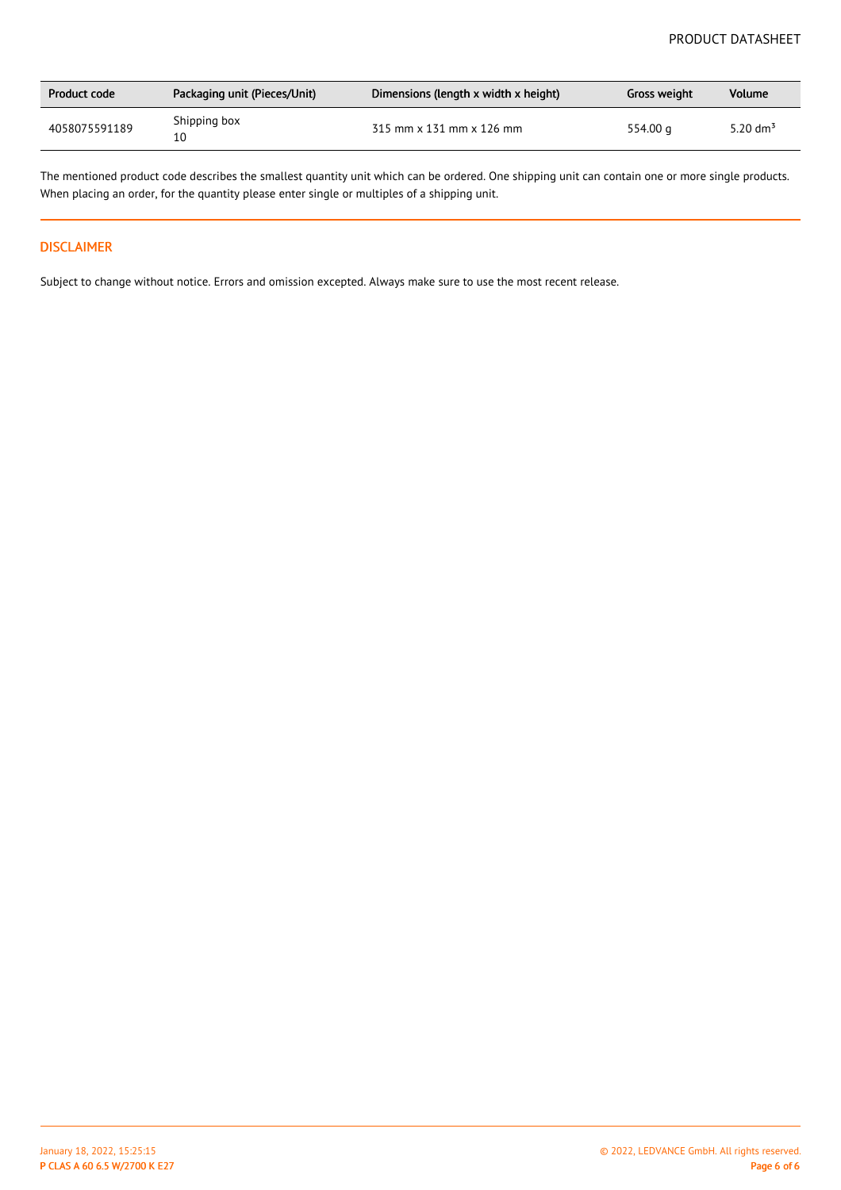| Product code | Packaging unit (Pieces/Unit) | Dimensions (length x width x height) | Gross weight | Volume |
|---|---|---|---|---|
| 4058075591189 | Shipping box 10 | 315 mm x 131 mm x 126 mm | 554.00 g | 5.20 $dm^3$ |

The mentioned product code describes the smallest quantity unit which can be ordered. One shipping unit can contain one or more single products. When placing an order, for the quantity please enter single or multiples of a shipping unit.

## DISCLAIMER

Subject to change without notice. Errors and omission excepted. Always make sure to use the most recent release.